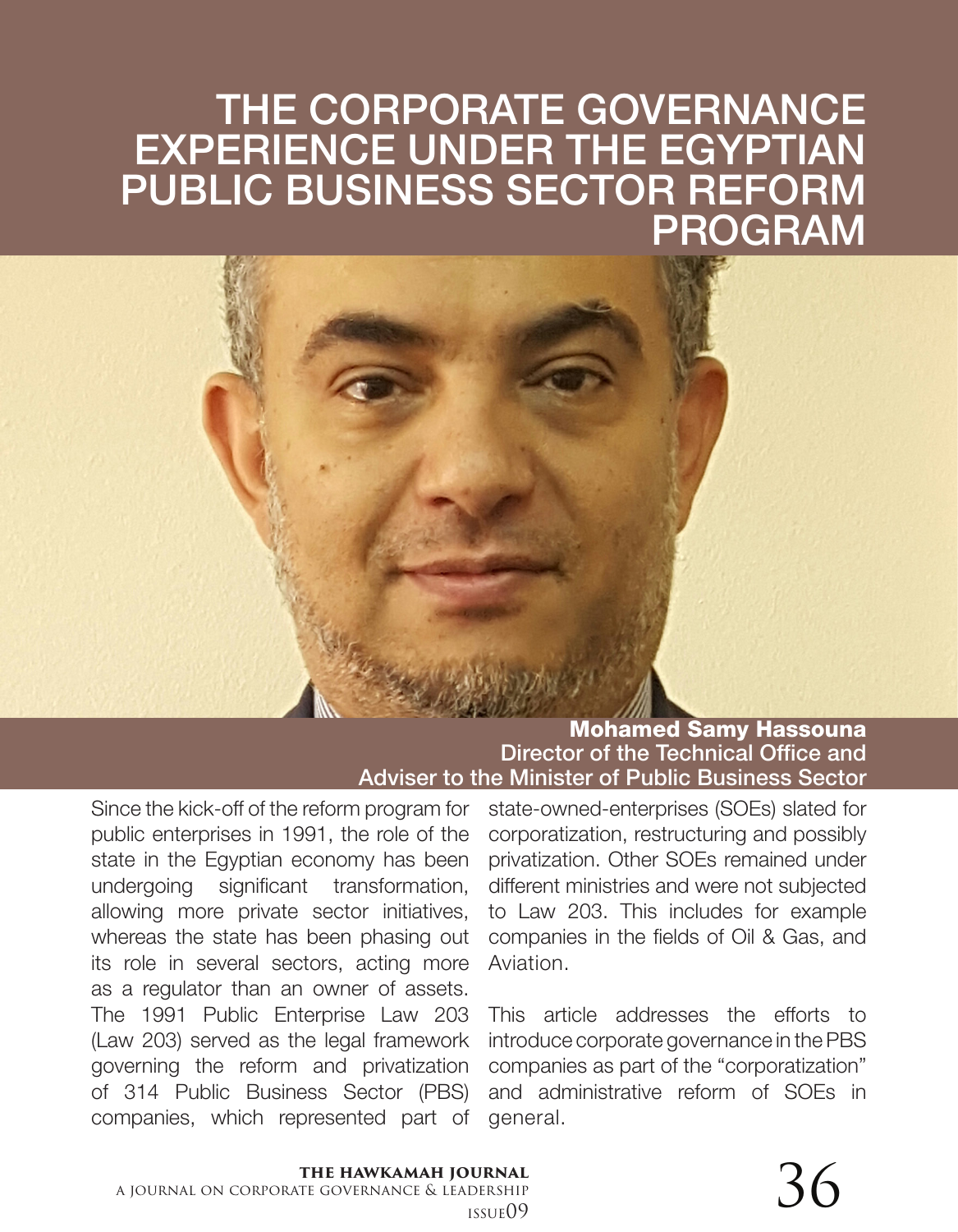# THE CORPORATE GOVERNANCE EXPERIENCE UNDER THE EGYPTIAN PUBLIC BUSINESS SECTOR REFORM PROGRAM

**Mohamed Samy Hassouna**
Director of the Technical Office and
Adviser to the Minister of Public Business Sector

Since the kick-off of the reform program for public enterprises in 1991, the role of the state in the Egyptian economy has been undergoing significant transformation, allowing more private sector initiatives, whereas the state has been phasing out its role in several sectors, acting more as a regulator than an owner of assets. The 1991 Public Enterprise Law 203 (Law 203) served as the legal framework governing the reform and privatization of 314 Public Business Sector (PBS) companies, which represented part of state-owned-enterprises (SOEs) slated for corporatization, restructuring and possibly privatization. Other SOEs remained under different ministries and were not subjected to Law 203. This includes for example companies in the fields of Oil & Gas, and Aviation.

This article addresses the efforts to introduce corporate governance in the PBS companies as part of the "corporatization" and administrative reform of SOEs in general.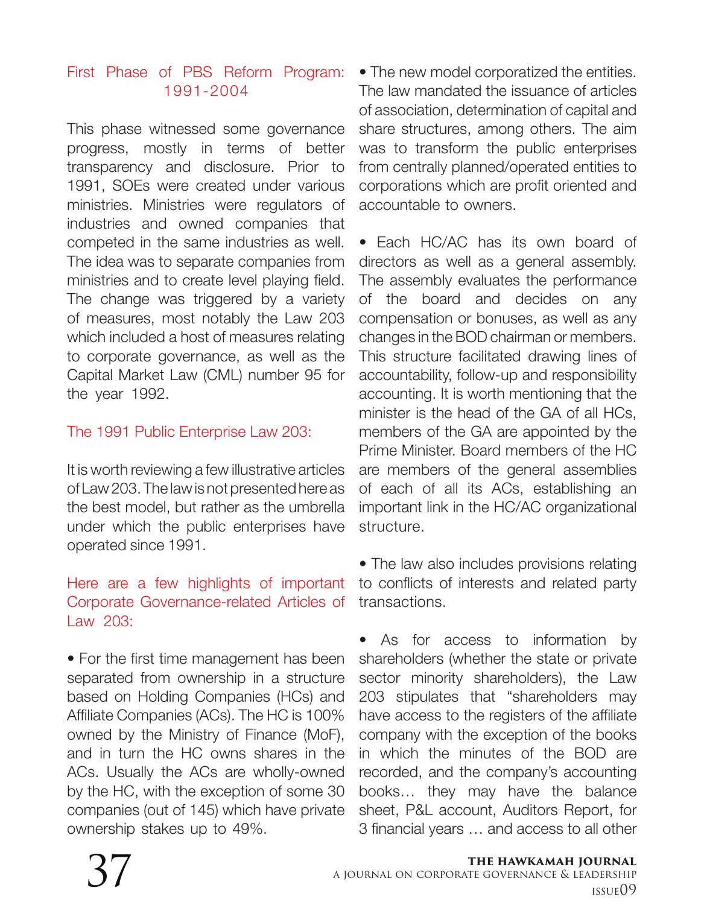## First Phase of PBS Reform Program: 1991-2004

This phase witnessed some governance progress, mostly in terms of better transparency and disclosure. Prior to 1991, SOEs were created under various ministries. Ministries were regulators of industries and owned companies that competed in the same industries as well. The idea was to separate companies from ministries and to create level playing field. The change was triggered by a variety of measures, most notably the Law 203 which included a host of measures relating to corporate governance, as well as the Capital Market Law (CML) number 95 for the year 1992.

## The 1991 Public Enterprise Law 203:

It is worth reviewing a few illustrative articles of Law 203. The law is not presented here as the best model, but rather as the umbrella under which the public enterprises have operated since 1991.

### Here are a few highlights of important Corporate Governance-related Articles of Law 203:

- For the first time management has been separated from ownership in a structure based on Holding Companies (HCs) and Affiliate Companies (ACs). The HC is 100% owned by the Ministry of Finance (MoF), and in turn the HC owns shares in the ACs. Usually the ACs are wholly-owned by the HC, with the exception of some 30 companies (out of 145) which have private ownership stakes up to 49%.

- The new model corporatized the entities. The law mandated the issuance of articles of association, determination of capital and share structures, among others. The aim was to transform the public enterprises from centrally planned/operated entities to corporations which are profit oriented and accountable to owners.

- Each HC/AC has its own board of directors as well as a general assembly. The assembly evaluates the performance of the board and decides on any compensation or bonuses, as well as any changes in the BOD chairman or members. This structure facilitated drawing lines of accountability, follow-up and responsibility accounting. It is worth mentioning that the minister is the head of the GA of all HCs, members of the GA are appointed by the Prime Minister. Board members of the HC are members of the general assemblies of each of all its ACs, establishing an important link in the HC/AC organizational structure.

- The law also includes provisions relating to conflicts of interests and related party transactions.

- As for access to information by shareholders (whether the state or private sector minority shareholders), the Law 203 stipulates that "shareholders may have access to the registers of the affiliate company with the exception of the books in which the minutes of the BOD are recorded, and the company's accounting books… they may have the balance sheet, P&L account, Auditors Report, for 3 financial years … and access to all other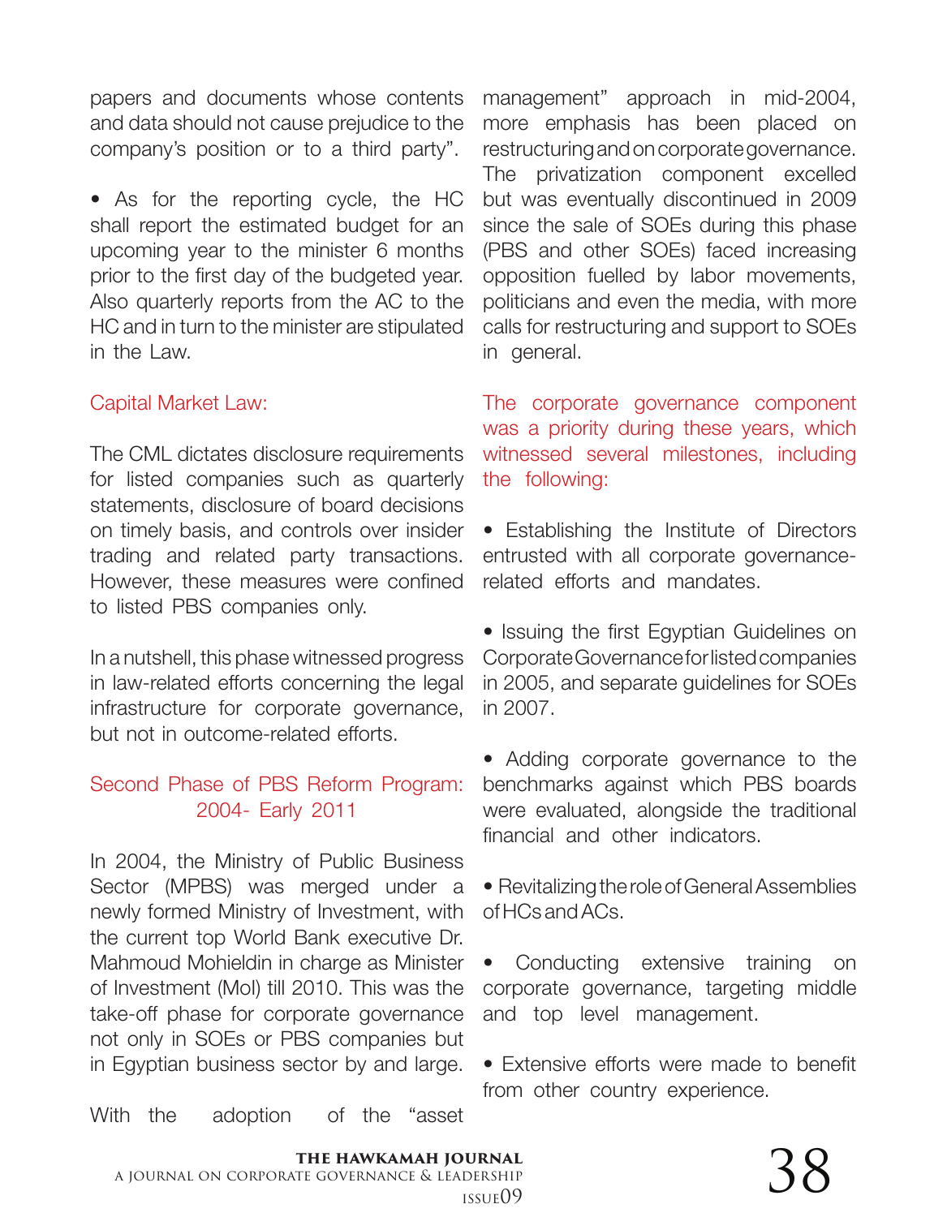papers and documents whose contents and data should not cause prejudice to the company's position or to a third party".

- As for the reporting cycle, the HC shall report the estimated budget for an upcoming year to the minister 6 months prior to the first day of the budgeted year. Also quarterly reports from the AC to the HC and in turn to the minister are stipulated in the Law.

### Capital Market Law:

The CML dictates disclosure requirements for listed companies such as quarterly statements, disclosure of board decisions on timely basis, and controls over insider trading and related party transactions. However, these measures were confined to listed PBS companies only.

In a nutshell, this phase witnessed progress in law-related efforts concerning the legal infrastructure for corporate governance, but not in outcome-related efforts.

### Second Phase of PBS Reform Program: 2004- Early 2011

In 2004, the Ministry of Public Business Sector (MPBS) was merged under a newly formed Ministry of Investment, with the current top World Bank executive Dr. Mahmoud Mohieldin in charge as Minister of Investment (MoI) till 2010. This was the take-off phase for corporate governance not only in SOEs or PBS companies but in Egyptian business sector by and large.

With the adoption of the "asset management" approach in mid-2004, more emphasis has been placed on restructuring and on corporate governance. The privatization component excelled but was eventually discontinued in 2009 since the sale of SOEs during this phase (PBS and other SOEs) faced increasing opposition fuelled by labor movements, politicians and even the media, with more calls for restructuring and support to SOEs in general.

### The corporate governance component was a priority during these years, which witnessed several milestones, including the following:

- Establishing the Institute of Directors entrusted with all corporate governance-related efforts and mandates.

- Issuing the first Egyptian Guidelines on Corporate Governance for listed companies in 2005, and separate guidelines for SOEs in 2007.

- Adding corporate governance to the benchmarks against which PBS boards were evaluated, alongside the traditional financial and other indicators.

- Revitalizing the role of General Assemblies of HCs and ACs.

- Conducting extensive training on corporate governance, targeting middle and top level management.

- Extensive efforts were made to benefit from other country experience.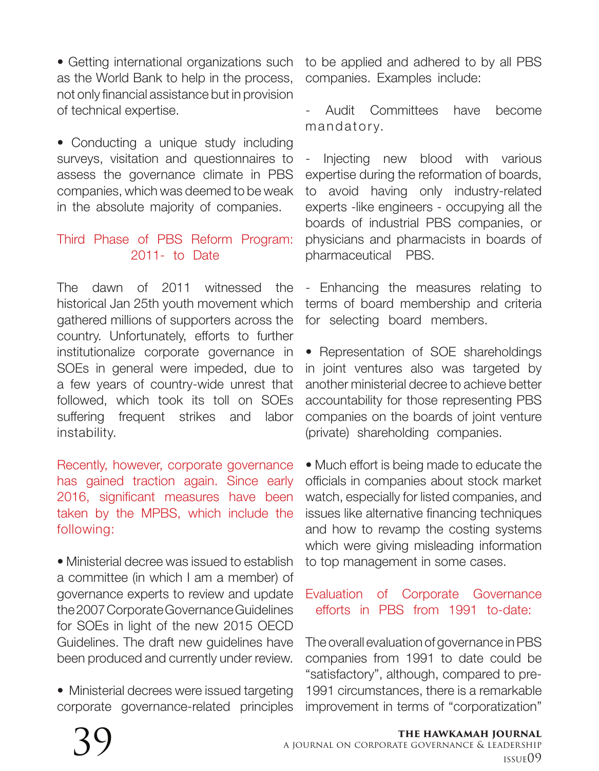• Getting international organizations such as the World Bank to help in the process, not only financial assistance but in provision of technical expertise.

• Conducting a unique study including surveys, visitation and questionnaires to assess the governance climate in PBS companies, which was deemed to be weak in the absolute majority of companies.

## Third Phase of PBS Reform Program: 2011- to Date

The dawn of 2011 witnessed the historical Jan 25th youth movement which gathered millions of supporters across the country. Unfortunately, efforts to further institutionalize corporate governance in SOEs in general were impeded, due to a few years of country-wide unrest that followed, which took its toll on SOEs suffering frequent strikes and labor instability.

Recently, however, corporate governance has gained traction again. Since early 2016, significant measures have been taken by the MPBS, which include the following:

• Ministerial decree was issued to establish a committee (in which I am a member) of governance experts to review and update the 2007 Corporate Governance Guidelines for SOEs in light of the new 2015 OECD Guidelines. The draft new guidelines have been produced and currently under review.

• Ministerial decrees were issued targeting corporate governance-related principles to be applied and adhered to by all PBS companies. Examples include:

- Audit Committees have become mandatory.

- Injecting new blood with various expertise during the reformation of boards, to avoid having only industry-related experts -like engineers - occupying all the boards of industrial PBS companies, or physicians and pharmacists in boards of pharmaceutical PBS.

- Enhancing the measures relating to terms of board membership and criteria for selecting board members.

• Representation of SOE shareholdings in joint ventures also was targeted by another ministerial decree to achieve better accountability for those representing PBS companies on the boards of joint venture (private) shareholding companies.

• Much effort is being made to educate the officials in companies about stock market watch, especially for listed companies, and issues like alternative financing techniques and how to revamp the costing systems which were giving misleading information to top management in some cases.

## Evaluation of Corporate Governance efforts in PBS from 1991 to-date:

The overall evaluation of governance in PBS companies from 1991 to date could be "satisfactory", although, compared to pre-1991 circumstances, there is a remarkable improvement in terms of "corporatization"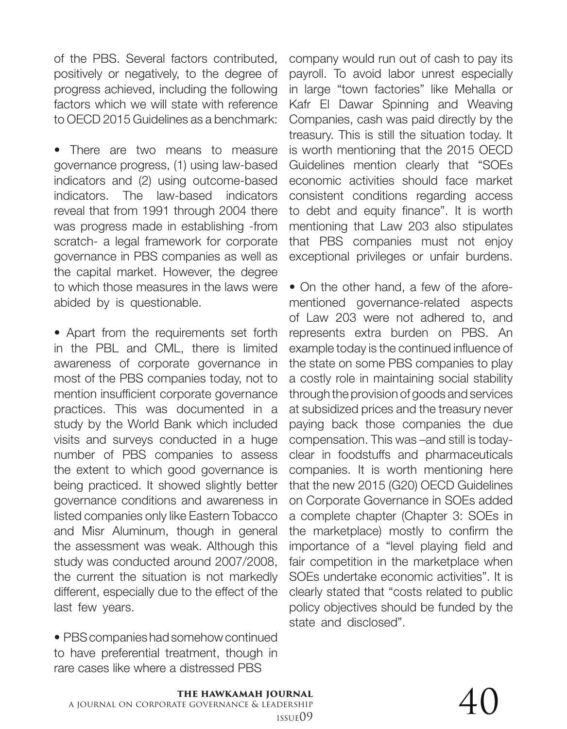of the PBS. Several factors contributed, positively or negatively, to the degree of progress achieved, including the following factors which we will state with reference to OECD 2015 Guidelines as a benchmark:

- There are two means to measure governance progress, (1) using law-based indicators and (2) using outcome-based indicators. The law-based indicators reveal that from 1991 through 2004 there was progress made in establishing -from scratch- a legal framework for corporate governance in PBS companies as well as the capital market. However, the degree to which those measures in the laws were abided by is questionable.

- Apart from the requirements set forth in the PBL and CML, there is limited awareness of corporate governance in most of the PBS companies today, not to mention insufficient corporate governance practices. This was documented in a study by the World Bank which included visits and surveys conducted in a huge number of PBS companies to assess the extent to which good governance is being practiced. It showed slightly better governance conditions and awareness in listed companies only like Eastern Tobacco and Misr Aluminum, though in general the assessment was weak. Although this study was conducted around 2007/2008, the current the situation is not markedly different, especially due to the effect of the last few years.

- PBS companies had somehow continued to have preferential treatment, though in rare cases like where a distressed PBS company would run out of cash to pay its payroll. To avoid labor unrest especially in large "town factories" like Mehalla or Kafr El Dawar Spinning and Weaving Companies, cash was paid directly by the treasury. This is still the situation today. It is worth mentioning that the 2015 OECD Guidelines mention clearly that "SOEs economic activities should face market consistent conditions regarding access to debt and equity finance". It is worth mentioning that Law 203 also stipulates that PBS companies must not enjoy exceptional privileges or unfair burdens.

- On the other hand, a few of the aforementioned governance-related aspects of Law 203 were not adhered to, and represents extra burden on PBS. An example today is the continued influence of the state on some PBS companies to play a costly role in maintaining social stability through the provision of goods and services at subsidized prices and the treasury never paying back those companies the due compensation. This was –and still is today- clear in foodstuffs and pharmaceuticals companies. It is worth mentioning here that the new 2015 (G20) OECD Guidelines on Corporate Governance in SOEs added a complete chapter (Chapter 3: SOEs in the marketplace) mostly to confirm the importance of a "level playing field and fair competition in the marketplace when SOEs undertake economic activities". It is clearly stated that "costs related to public policy objectives should be funded by the state and disclosed".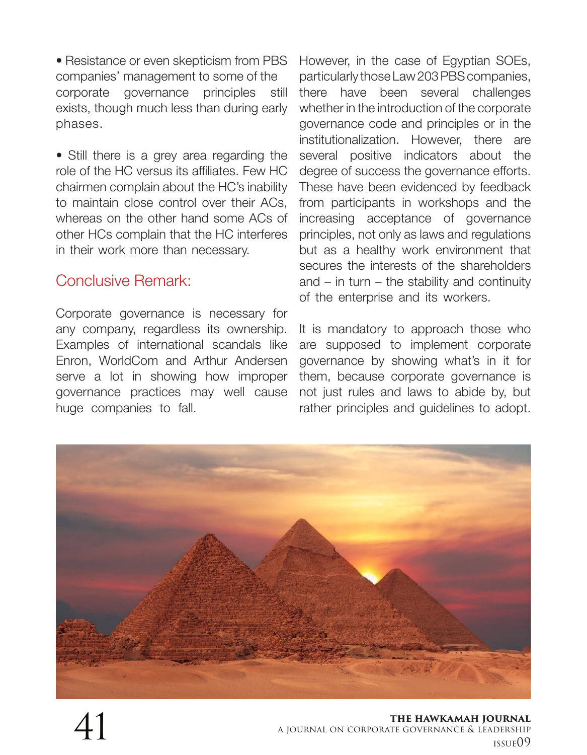• Resistance or even skepticism from PBS companies' management to some of the corporate governance principles still exists, though much less than during early phases.

• Still there is a grey area regarding the role of the HC versus its affiliates. Few HC chairmen complain about the HC's inability to maintain close control over their ACs, whereas on the other hand some ACs of other HCs complain that the HC interferes in their work more than necessary.

## Conclusive Remark:

Corporate governance is necessary for any company, regardless its ownership. Examples of international scandals like Enron, WorldCom and Arthur Andersen serve a lot in showing how improper governance practices may well cause huge companies to fall.

However, in the case of Egyptian SOEs, particularly those Law 203 PBS companies, there have been several challenges whether in the introduction of the corporate governance code and principles or in the institutionalization. However, there are several positive indicators about the degree of success the governance efforts. These have been evidenced by feedback from participants in workshops and the increasing acceptance of governance principles, not only as laws and regulations but as a healthy work environment that secures the interests of the shareholders and – in turn – the stability and continuity of the enterprise and its workers.

It is mandatory to approach those who are supposed to implement corporate governance by showing what's in it for them, because corporate governance is not just rules and laws to abide by, but rather principles and guidelines to adopt.